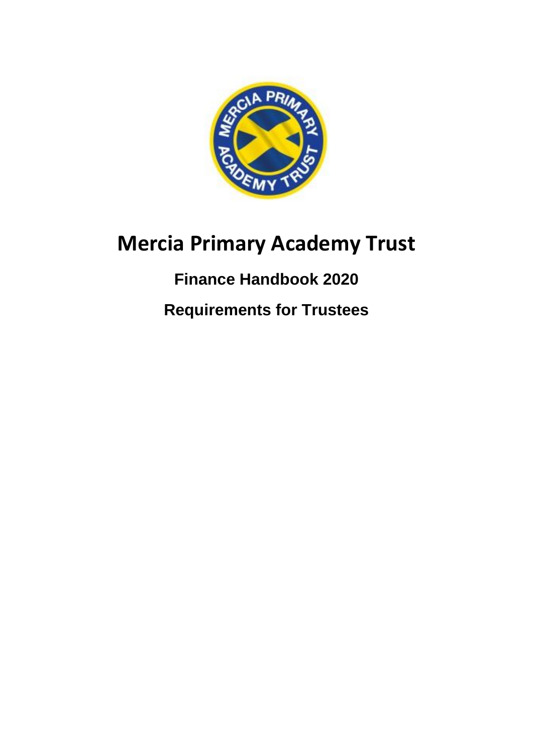# Mercia Primary Academy Trust

## Finance Handbook 2020

## Requirements for Trustees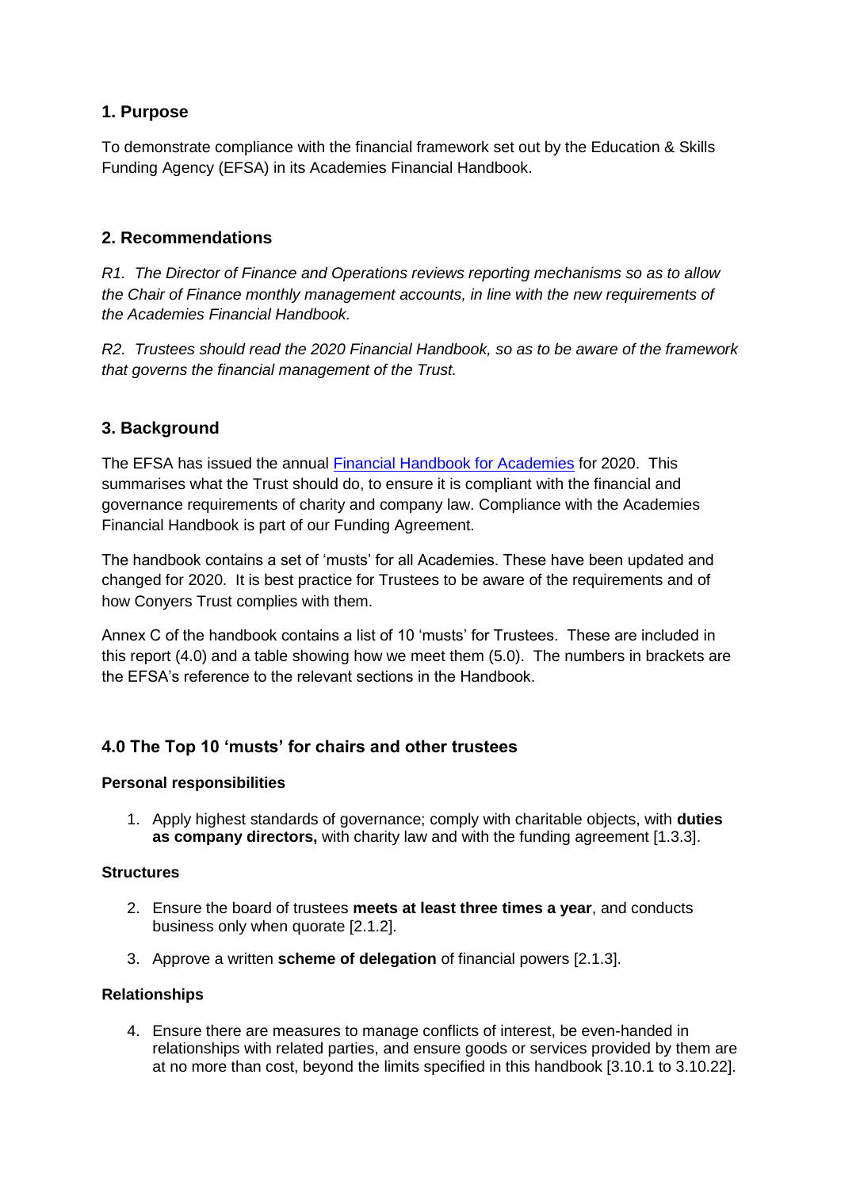## 1. Purpose

To demonstrate compliance with the financial framework set out by the Education & Skills Funding Agency (EFSA) in its Academies Financial Handbook.

## 2. Recommendations

*R1. The Director of Finance and Operations reviews reporting mechanisms so as to allow the Chair of Finance monthly management accounts, in line with the new requirements of the Academies Financial Handbook.*

*R2. Trustees should read the 2020 Financial Handbook, so as to be aware of the framework that governs the financial management of the Trust.*

## 3. Background

The EFSA has issued the annual [Financial Handbook for Academies]() for 2020. This summarises what the Trust should do, to ensure it is compliant with the financial and governance requirements of charity and company law. Compliance with the Academies Financial Handbook is part of our Funding Agreement.

The handbook contains a set of 'musts' for all Academies. These have been updated and changed for 2020. It is best practice for Trustees to be aware of the requirements and of how Conyers Trust complies with them.

Annex C of the handbook contains a list of 10 'musts' for Trustees. These are included in this report (4.0) and a table showing how we meet them (5.0). The numbers in brackets are the EFSA's reference to the relevant sections in the Handbook.

## 4.0 The Top 10 'musts' for chairs and other trustees

### Personal responsibilities

1. Apply highest standards of governance; comply with charitable objects, with **duties as company directors,** with charity law and with the funding agreement [1.3.3].

### Structures

2. Ensure the board of trustees **meets at least three times a year**, and conducts business only when quorate [2.1.2].
3. Approve a written **scheme of delegation** of financial powers [2.1.3].

### Relationships

4. Ensure there are measures to manage conflicts of interest, be even-handed in relationships with related parties, and ensure goods or services provided by them are at no more than cost, beyond the limits specified in this handbook [3.10.1 to 3.10.22].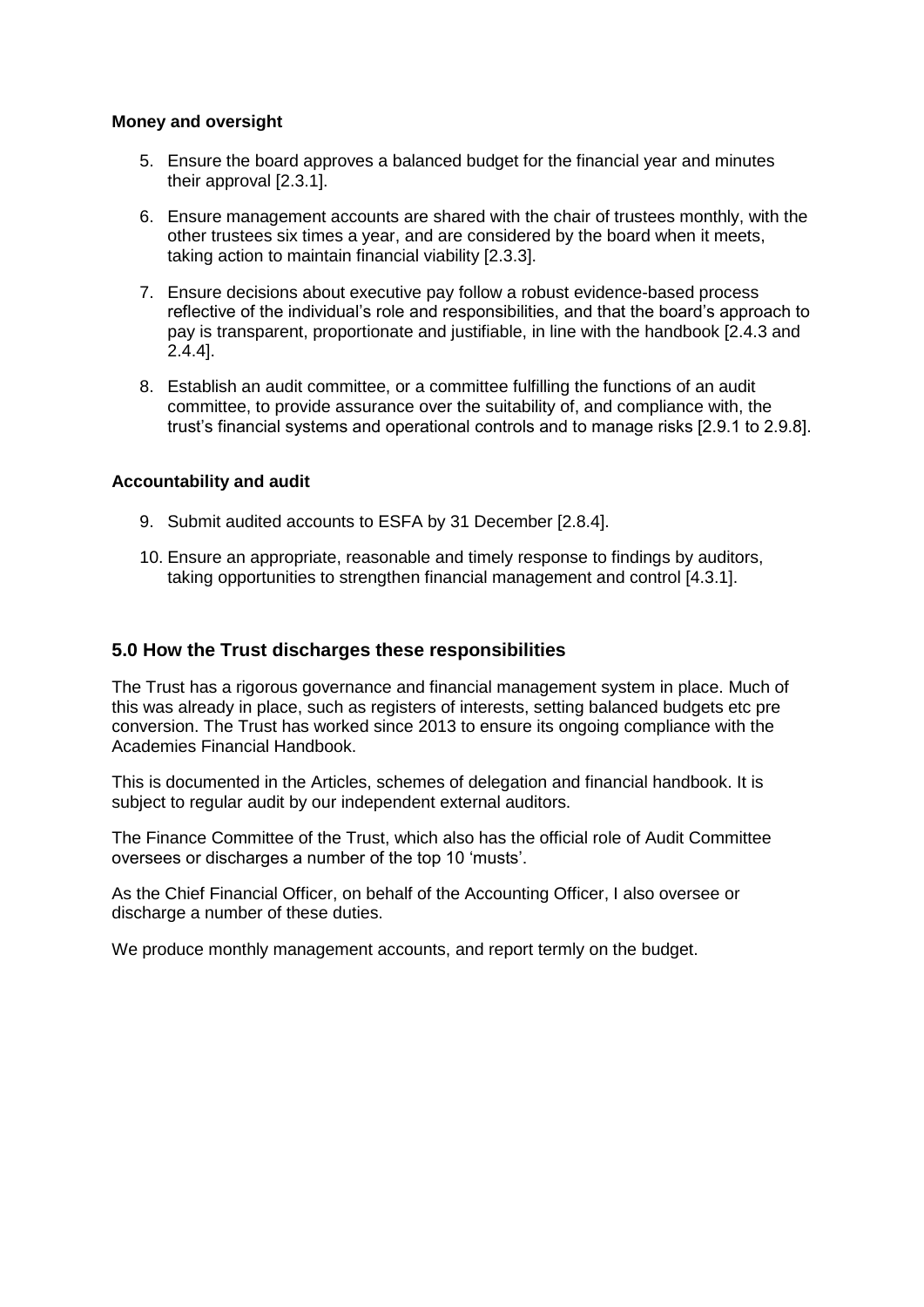**Money and oversight**

5. Ensure the board approves a balanced budget for the financial year and minutes their approval [2.3.1].
6. Ensure management accounts are shared with the chair of trustees monthly, with the other trustees six times a year, and are considered by the board when it meets, taking action to maintain financial viability [2.3.3].
7. Ensure decisions about executive pay follow a robust evidence-based process reflective of the individual's role and responsibilities, and that the board's approach to pay is transparent, proportionate and justifiable, in line with the handbook [2.4.3 and 2.4.4].
8. Establish an audit committee, or a committee fulfilling the functions of an audit committee, to provide assurance over the suitability of, and compliance with, the trust's financial systems and operational controls and to manage risks [2.9.1 to 2.9.8].

**Accountability and audit**

9. Submit audited accounts to ESFA by 31 December [2.8.4].
10. Ensure an appropriate, reasonable and timely response to findings by auditors, taking opportunities to strengthen financial management and control [4.3.1].

## 5.0 How the Trust discharges these responsibilities

The Trust has a rigorous governance and financial management system in place. Much of this was already in place, such as registers of interests, setting balanced budgets etc pre conversion. The Trust has worked since 2013 to ensure its ongoing compliance with the Academies Financial Handbook.

This is documented in the Articles, schemes of delegation and financial handbook. It is subject to regular audit by our independent external auditors.

The Finance Committee of the Trust, which also has the official role of Audit Committee oversees or discharges a number of the top 10 'musts'.

As the Chief Financial Officer, on behalf of the Accounting Officer, I also oversee or discharge a number of these duties.

We produce monthly management accounts, and report termly on the budget.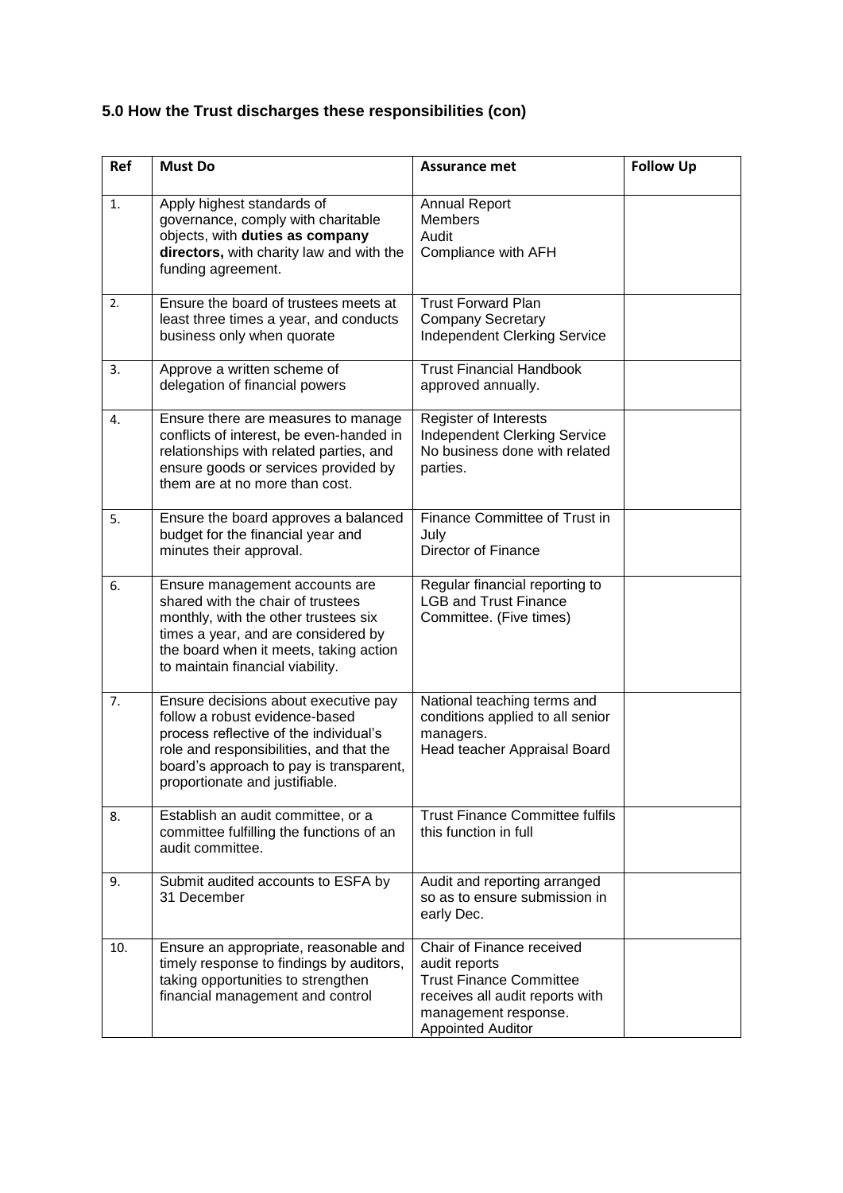### 5.0 How the Trust discharges these responsibilities (con)

| Ref | Must Do | Assurance met | Follow Up |
|---|---|---|---|
| 1. | Apply highest standards of governance, comply with charitable objects, with **duties as company directors,** with charity law and with the funding agreement. | Annual Report<br>Members<br>Audit<br>Compliance with AFH | |
| 2. | Ensure the board of trustees meets at least three times a year, and conducts business only when quorate | Trust Forward Plan<br>Company Secretary<br>Independent Clerking Service | |
| 3. | Approve a written scheme of delegation of financial powers | Trust Financial Handbook approved annually. | |
| 4. | Ensure there are measures to manage conflicts of interest, be even-handed in relationships with related parties, and ensure goods or services provided by them are at no more than cost. | Register of Interests<br>Independent Clerking Service<br>No business done with related parties. | |
| 5. | Ensure the board approves a balanced budget for the financial year and minutes their approval. | Finance Committee of Trust in July<br>Director of Finance | |
| 6. | Ensure management accounts are shared with the chair of trustees monthly, with the other trustees six times a year, and are considered by the board when it meets, taking action to maintain financial viability. | Regular financial reporting to LGB and Trust Finance Committee. (Five times) | |
| 7. | Ensure decisions about executive pay follow a robust evidence-based process reflective of the individual's role and responsibilities, and that the board's approach to pay is transparent, proportionate and justifiable. | National teaching terms and conditions applied to all senior managers.<br>Head teacher Appraisal Board | |
| 8. | Establish an audit committee, or a committee fulfilling the functions of an audit committee. | Trust Finance Committee fulfils this function in full | |
| 9. | Submit audited accounts to ESFA by 31 December | Audit and reporting arranged so as to ensure submission in early Dec. | |
| 10. | Ensure an appropriate, reasonable and timely response to findings by auditors, taking opportunities to strengthen financial management and control | Chair of Finance received audit reports<br>Trust Finance Committee receives all audit reports with management response.<br>Appointed Auditor | |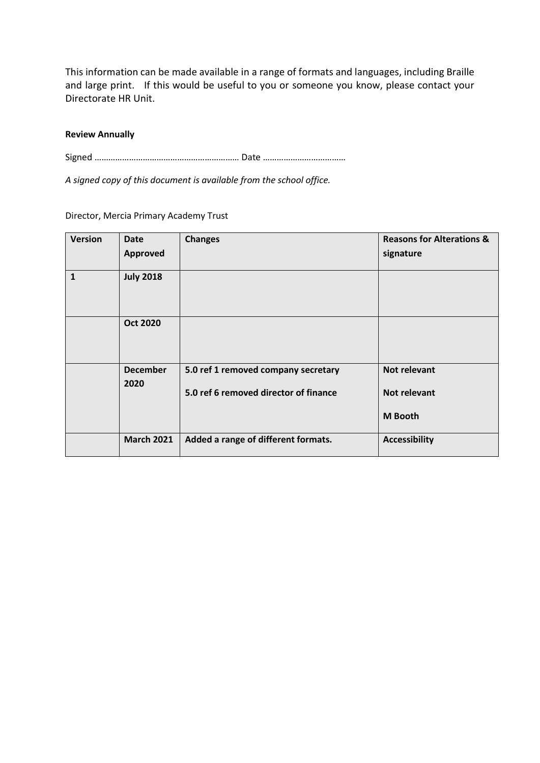This information can be made available in a range of formats and languages, including Braille and large print. If this would be useful to you or someone you know, please contact your Directorate HR Unit.

**Review Annually**

Signed …………………………………………………… Date ………………………………

*A signed copy of this document is available from the school office.*

Director, Mercia Primary Academy Trust

| Version | Date Approved | Changes | Reasons for Alterations & signature |
|---|---|---|---|
| **1** | **July 2018** | | |
| | **Oct 2020** | | |
| | **December 2020** | **5.0 ref 1 removed company secretary**<br>**5.0 ref 6 removed director of finance** | **Not relevant**<br>**Not relevant**<br>**M Booth** |
| | **March 2021** | **Added a range of different formats.** | **Accessibility** |